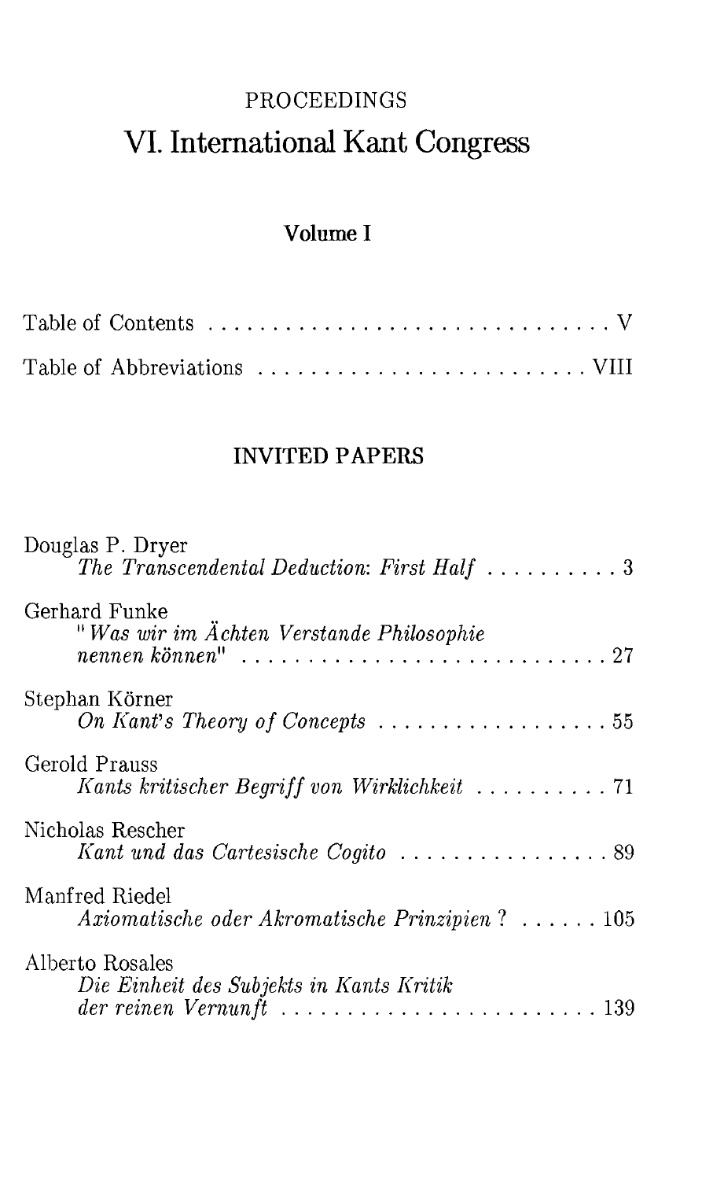PROCEEDINGS

# VI. International Kant Congress

## Volume I

Table of Contents . . . . . . . . . . . . . . . . . . . . . . . . . . . . . . . . V

Table of Abbreviations . . . . . . . . . . . . . . . . . . . . . . . . . VIII

## INVITED PAPERS

Douglas P. Dryer
*The Transcendental Deduction: First Half* . . . . . . . . . . 3

Gerhard Funke
*"Was wir im Ächten Verstande Philosophie nennen können"* . . . . . . . . . . . . . . . . . . . . . . . . . . . . 27

Stephan Körner
*On Kant's Theory of Concepts* . . . . . . . . . . . . . . . . . . 55

Gerold Prauss
*Kants kritischer Begriff von Wirklichkeit* . . . . . . . . . . 71

Nicholas Rescher
*Kant und das Cartesische Cogito* . . . . . . . . . . . . . . . . 89

Manfred Riedel
*Axiomatische oder Akromatische Prinzipien?* . . . . . . 105

Alberto Rosales
*Die Einheit des Subjekts in Kants Kritik der reinen Vernunft* . . . . . . . . . . . . . . . . . . . . . . . . 139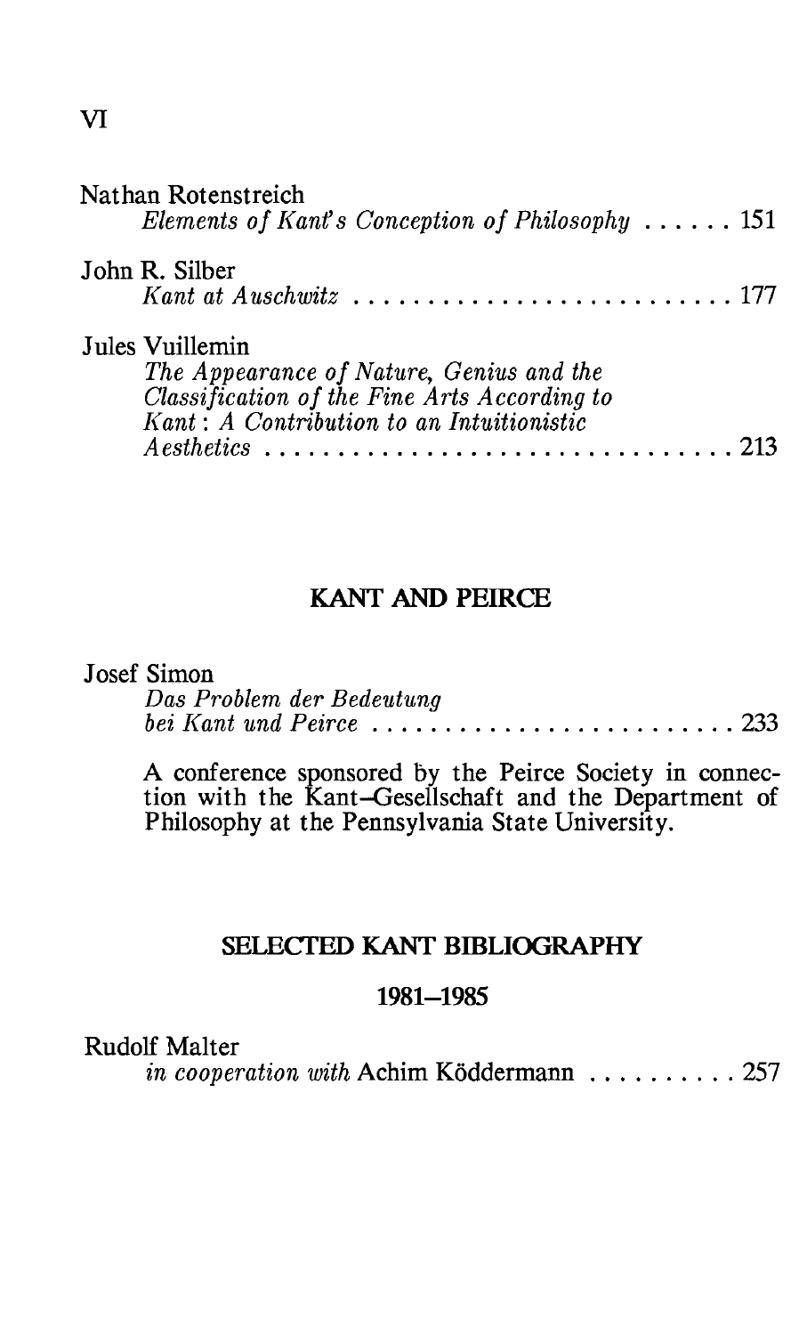Nathan Rotenstreich
*Elements of Kant's Conception of Philosophy* . . . . . . 151

John R. Silber
*Kant at Auschwitz* . . . . . . . . . . . . . . . . . . . . . . . . . . 177

Jules Vuillemin
*The Appearance of Nature, Genius and the Classification of the Fine Arts According to Kant: A Contribution to an Intuitionistic Aesthetics* . . . . . . . . . . . . . . . . . . . . . . . . . . . . . . . . 213

## KANT AND PEIRCE

Josef Simon
*Das Problem der Bedeutung bei Kant und Peirce* . . . . . . . . . . . . . . . . . . . . . . . . . 233

A conference sponsored by the Peirce Society in connection with the Kant-Gesellschaft and the Department of Philosophy at the Pennsylvania State University.

## SELECTED KANT BIBLIOGRAPHY

## 1981–1985

Rudolf Malter
*in cooperation with* Achim Köddermann . . . . . . . . . . 257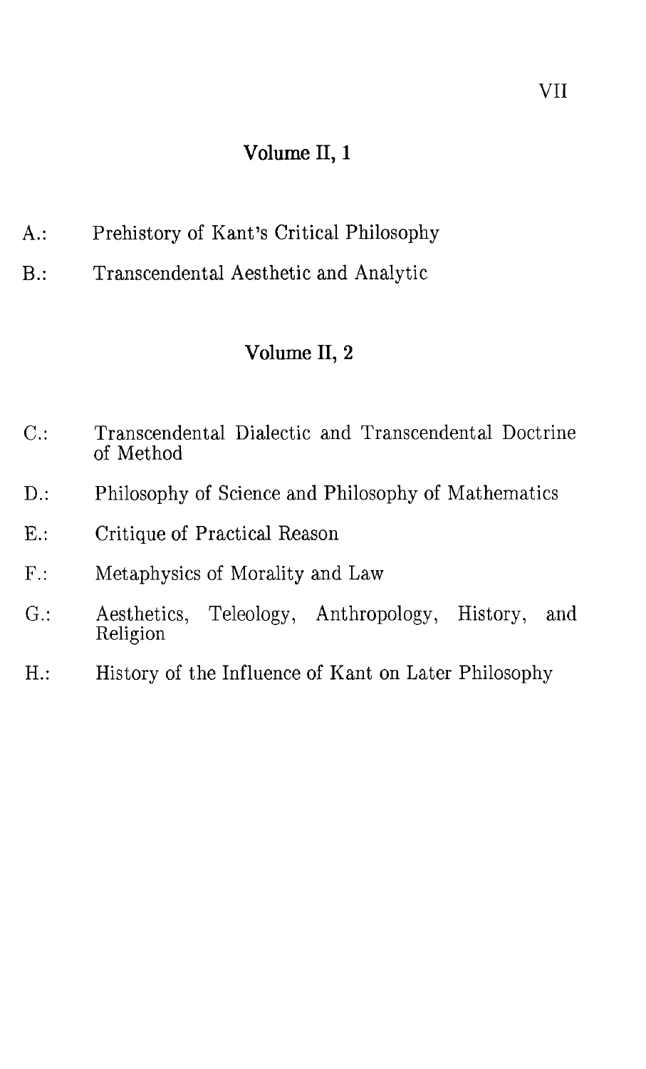## Volume II, 1

A.: Prehistory of Kant's Critical Philosophy

B.: Transcendental Aesthetic and Analytic

## Volume II, 2

C.: Transcendental Dialectic and Transcendental Doctrine of Method

D.: Philosophy of Science and Philosophy of Mathematics

E.: Critique of Practical Reason

F.: Metaphysics of Morality and Law

G.: Aesthetics, Teleology, Anthropology, History, and Religion

H.: History of the Influence of Kant on Later Philosophy